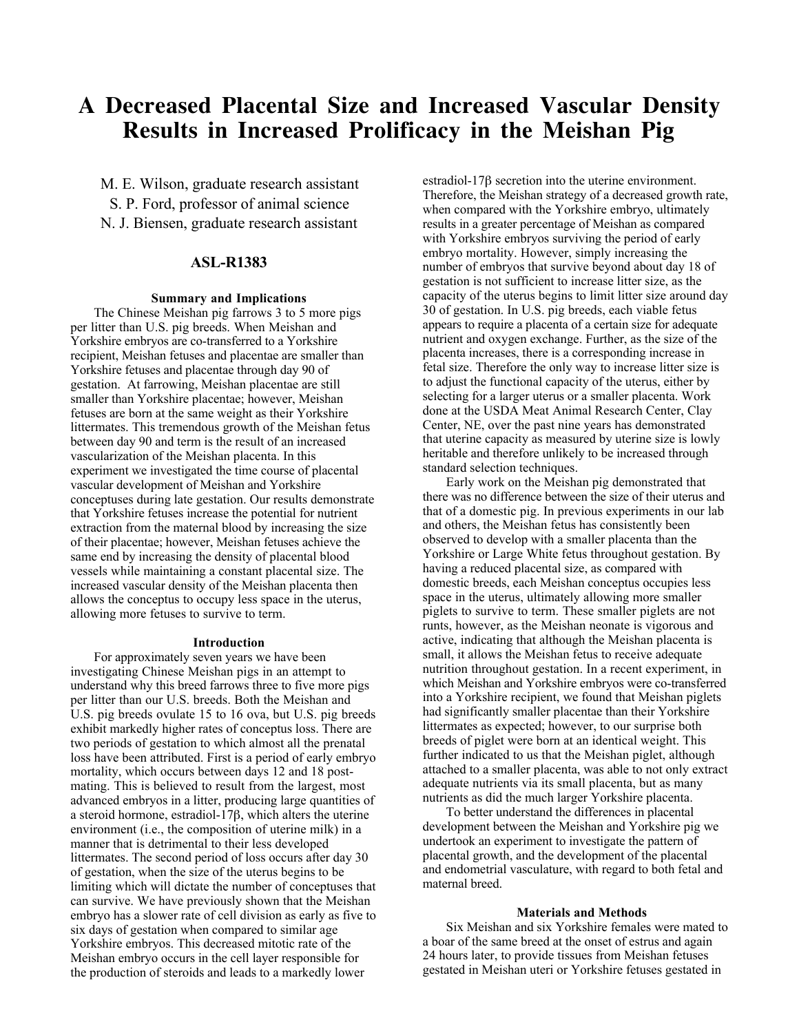# A Decreased Placental Size and Increased Vascular Density Results in Increased Prolificacy in the Meishan Pig

M. E. Wilson, graduate research assistant
S. P. Ford, professor of animal science
N. J. Biensen, graduate research assistant

## ASL-R1383

### Summary and Implications

The Chinese Meishan pig farrows 3 to 5 more pigs per litter than U.S. pig breeds. When Meishan and Yorkshire embryos are co-transferred to a Yorkshire recipient, Meishan fetuses and placentae are smaller than Yorkshire fetuses and placentae through day 90 of gestation. At farrowing, Meishan placentae are still smaller than Yorkshire placentae; however, Meishan fetuses are born at the same weight as their Yorkshire littermates. This tremendous growth of the Meishan fetus between day 90 and term is the result of an increased vascularization of the Meishan placenta. In this experiment we investigated the time course of placental vascular development of Meishan and Yorkshire conceptuses during late gestation. Our results demonstrate that Yorkshire fetuses increase the potential for nutrient extraction from the maternal blood by increasing the size of their placentae; however, Meishan fetuses achieve the same end by increasing the density of placental blood vessels while maintaining a constant placental size. The increased vascular density of the Meishan placenta then allows the conceptus to occupy less space in the uterus, allowing more fetuses to survive to term.

### Introduction

For approximately seven years we have been investigating Chinese Meishan pigs in an attempt to understand why this breed farrows three to five more pigs per litter than our U.S. breeds. Both the Meishan and U.S. pig breeds ovulate 15 to 16 ova, but U.S. pig breeds exhibit markedly higher rates of conceptus loss. There are two periods of gestation to which almost all the prenatal loss have been attributed. First is a period of early embryo mortality, which occurs between days 12 and 18 post-mating. This is believed to result from the largest, most advanced embryos in a litter, producing large quantities of a steroid hormone, estradiol-17β, which alters the uterine environment (i.e., the composition of uterine milk) in a manner that is detrimental to their less developed littermates. The second period of loss occurs after day 30 of gestation, when the size of the uterus begins to be limiting which will dictate the number of conceptuses that can survive. We have previously shown that the Meishan embryo has a slower rate of cell division as early as five to six days of gestation when compared to similar age Yorkshire embryos. This decreased mitotic rate of the Meishan embryo occurs in the cell layer responsible for the production of steroids and leads to a markedly lower estradiol-17β secretion into the uterine environment. Therefore, the Meishan strategy of a decreased growth rate, when compared with the Yorkshire embryo, ultimately results in a greater percentage of Meishan as compared with Yorkshire embryos surviving the period of early embryo mortality. However, simply increasing the number of embryos that survive beyond about day 18 of gestation is not sufficient to increase litter size, as the capacity of the uterus begins to limit litter size around day 30 of gestation. In U.S. pig breeds, each viable fetus appears to require a placenta of a certain size for adequate nutrient and oxygen exchange. Further, as the size of the placenta increases, there is a corresponding increase in fetal size. Therefore the only way to increase litter size is to adjust the functional capacity of the uterus, either by selecting for a larger uterus or a smaller placenta. Work done at the USDA Meat Animal Research Center, Clay Center, NE, over the past nine years has demonstrated that uterine capacity as measured by uterine size is lowly heritable and therefore unlikely to be increased through standard selection techniques.

Early work on the Meishan pig demonstrated that there was no difference between the size of their uterus and that of a domestic pig. In previous experiments in our lab and others, the Meishan fetus has consistently been observed to develop with a smaller placenta than the Yorkshire or Large White fetus throughout gestation. By having a reduced placental size, as compared with domestic breeds, each Meishan conceptus occupies less space in the uterus, ultimately allowing more smaller piglets to survive to term. These smaller piglets are not runts, however, as the Meishan neonate is vigorous and active, indicating that although the Meishan placenta is small, it allows the Meishan fetus to receive adequate nutrition throughout gestation. In a recent experiment, in which Meishan and Yorkshire embryos were co-transferred into a Yorkshire recipient, we found that Meishan piglets had significantly smaller placentae than their Yorkshire littermates as expected; however, to our surprise both breeds of piglet were born at an identical weight. This further indicated to us that the Meishan piglet, although attached to a smaller placenta, was able to not only extract adequate nutrients via its small placenta, but as many nutrients as did the much larger Yorkshire placenta.

To better understand the differences in placental development between the Meishan and Yorkshire pig we undertook an experiment to investigate the pattern of placental growth, and the development of the placental and endometrial vasculature, with regard to both fetal and maternal breed.

### Materials and Methods

Six Meishan and six Yorkshire females were mated to a boar of the same breed at the onset of estrus and again 24 hours later, to provide tissues from Meishan fetuses gestated in Meishan uteri or Yorkshire fetuses gestated in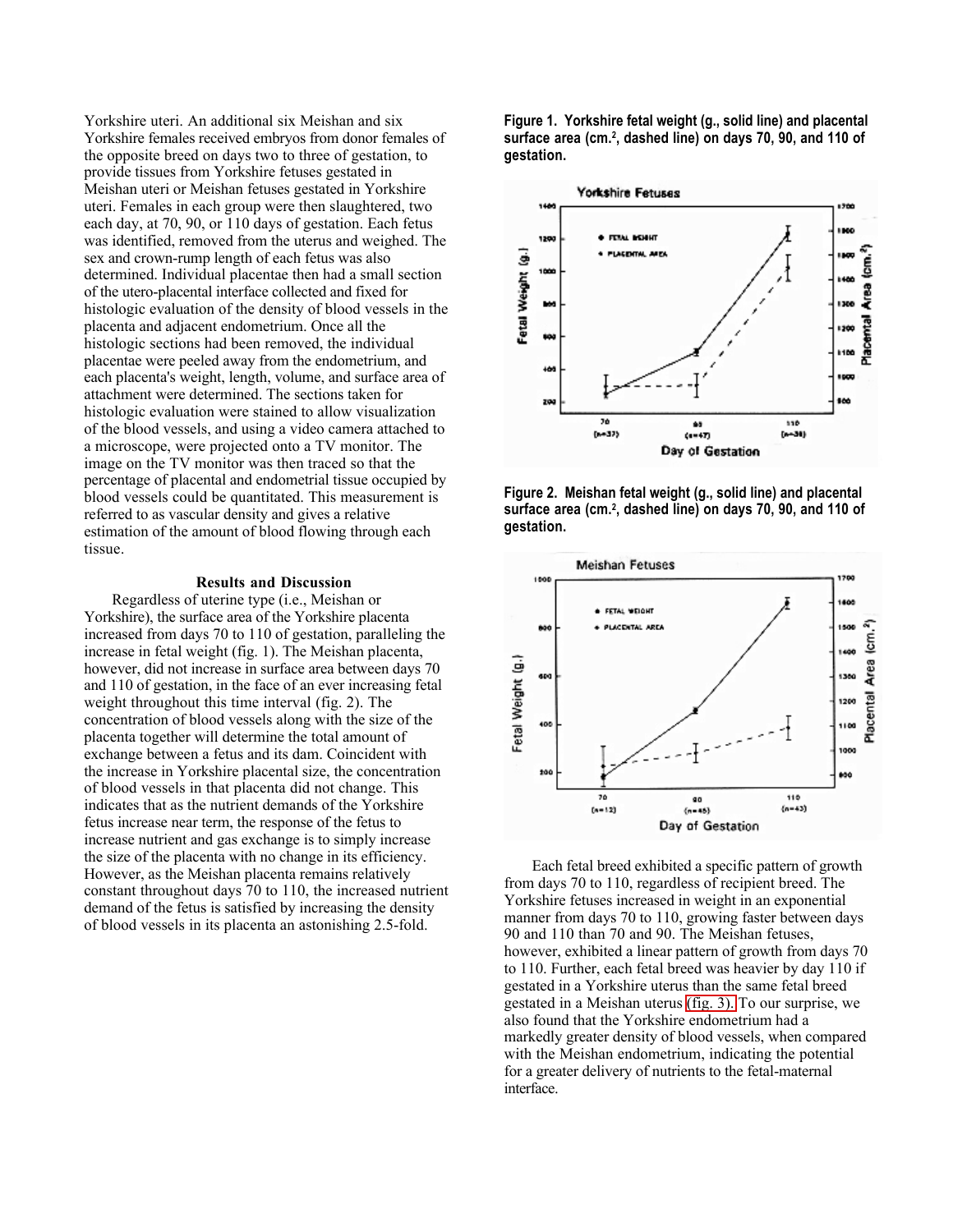Yorkshire uteri. An additional six Meishan and six Yorkshire females received embryos from donor females of the opposite breed on days two to three of gestation, to provide tissues from Yorkshire fetuses gestated in Meishan uteri or Meishan fetuses gestated in Yorkshire uteri. Females in each group were then slaughtered, two each day, at 70, 90, or 110 days of gestation. Each fetus was identified, removed from the uterus and weighed. The sex and crown-rump length of each fetus was also determined. Individual placentae then had a small section of the utero-placental interface collected and fixed for histologic evaluation of the density of blood vessels in the placenta and adjacent endometrium. Once all the histologic sections had been removed, the individual placentae were peeled away from the endometrium, and each placenta's weight, length, volume, and surface area of attachment were determined. The sections taken for histologic evaluation were stained to allow visualization of the blood vessels, and using a video camera attached to a microscope, were projected onto a TV monitor. The image on the TV monitor was then traced so that the percentage of placental and endometrial tissue occupied by blood vessels could be quantitated. This measurement is referred to as vascular density and gives a relative estimation of the amount of blood flowing through each tissue.

## Results and Discussion

Regardless of uterine type (i.e., Meishan or Yorkshire), the surface area of the Yorkshire placenta increased from days 70 to 110 of gestation, paralleling the increase in fetal weight (fig. 1). The Meishan placenta, however, did not increase in surface area between days 70 and 110 of gestation, in the face of an ever increasing fetal weight throughout this time interval (fig. 2). The concentration of blood vessels along with the size of the placenta together will determine the total amount of exchange between a fetus and its dam. Coincident with the increase in Yorkshire placental size, the concentration of blood vessels in that placenta did not change. This indicates that as the nutrient demands of the Yorkshire fetus increase near term, the response of the fetus to increase nutrient and gas exchange is to simply increase the size of the placenta with no change in its efficiency. However, as the Meishan placenta remains relatively constant throughout days 70 to 110, the increased nutrient demand of the fetus is satisfied by increasing the density of blood vessels in its placenta an astonishing 2.5-fold.

**Figure 1. Yorkshire fetal weight (g., solid line) and placental surface area (cm.$^2$, dashed line) on days 70, 90, and 110 of gestation.**

**Figure 2. Meishan fetal weight (g., solid line) and placental surface area (cm.$^2$, dashed line) on days 70, 90, and 110 of gestation.**

Each fetal breed exhibited a specific pattern of growth from days 70 to 110, regardless of recipient breed. The Yorkshire fetuses increased in weight in an exponential manner from days 70 to 110, growing faster between days 90 and 110 than 70 and 90. The Meishan fetuses, however, exhibited a linear pattern of growth from days 70 to 110. Further, each fetal breed was heavier by day 110 if gestated in a Yorkshire uterus than the same fetal breed gestated in a Meishan uterus (fig. 3). To our surprise, we also found that the Yorkshire endometrium had a markedly greater density of blood vessels, when compared with the Meishan endometrium, indicating the potential for a greater delivery of nutrients to the fetal-maternal interface.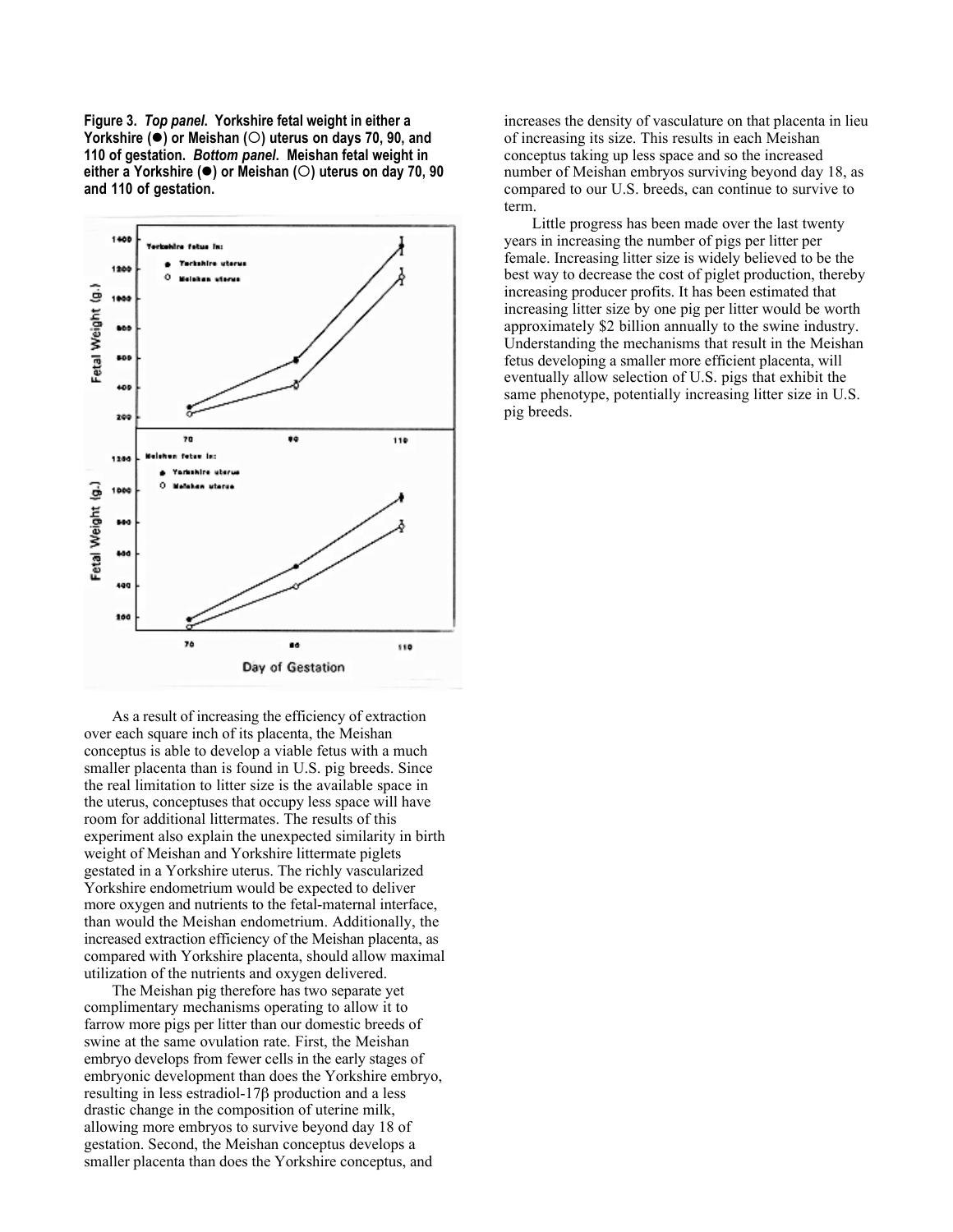**Figure 3.** ***Top panel.*** **Yorkshire fetal weight in either a Yorkshire (●) or Meishan (○) uterus on days 70, 90, and 110 of gestation.** ***Bottom panel.*** **Meishan fetal weight in either a Yorkshire (●) or Meishan (○) uterus on day 70, 90 and 110 of gestation.**

Yorkshire fetus in:
● Yorkshire uterus
○ Meishan uterus

Meishan fetus in:
● Yorkshire uterus
○ Meishan uterus

Fetal Weight (g.)

Day of Gestation

As a result of increasing the efficiency of extraction over each square inch of its placenta, the Meishan conceptus is able to develop a viable fetus with a much smaller placenta than is found in U.S. pig breeds. Since the real limitation to litter size is the available space in the uterus, conceptuses that occupy less space will have room for additional littermates. The results of this experiment also explain the unexpected similarity in birth weight of Meishan and Yorkshire littermate piglets gestated in a Yorkshire uterus. The richly vascularized Yorkshire endometrium would be expected to deliver more oxygen and nutrients to the fetal-maternal interface, than would the Meishan endometrium. Additionally, the increased extraction efficiency of the Meishan placenta, as compared with Yorkshire placenta, should allow maximal utilization of the nutrients and oxygen delivered.

The Meishan pig therefore has two separate yet complimentary mechanisms operating to allow it to farrow more pigs per litter than our domestic breeds of swine at the same ovulation rate. First, the Meishan embryo develops from fewer cells in the early stages of embryonic development than does the Yorkshire embryo, resulting in less estradiol-17β production and a less drastic change in the composition of uterine milk, allowing more embryos to survive beyond day 18 of gestation. Second, the Meishan conceptus develops a smaller placenta than does the Yorkshire conceptus, and increases the density of vasculature on that placenta in lieu of increasing its size. This results in each Meishan conceptus taking up less space and so the increased number of Meishan embryos surviving beyond day 18, as compared to our U.S. breeds, can continue to survive to term.

Little progress has been made over the last twenty years in increasing the number of pigs per litter per female. Increasing litter size is widely believed to be the best way to decrease the cost of piglet production, thereby increasing producer profits. It has been estimated that increasing litter size by one pig per litter would be worth approximately $2 billion annually to the swine industry. Understanding the mechanisms that result in the Meishan fetus developing a smaller more efficient placenta, will eventually allow selection of U.S. pigs that exhibit the same phenotype, potentially increasing litter size in U.S. pig breeds.